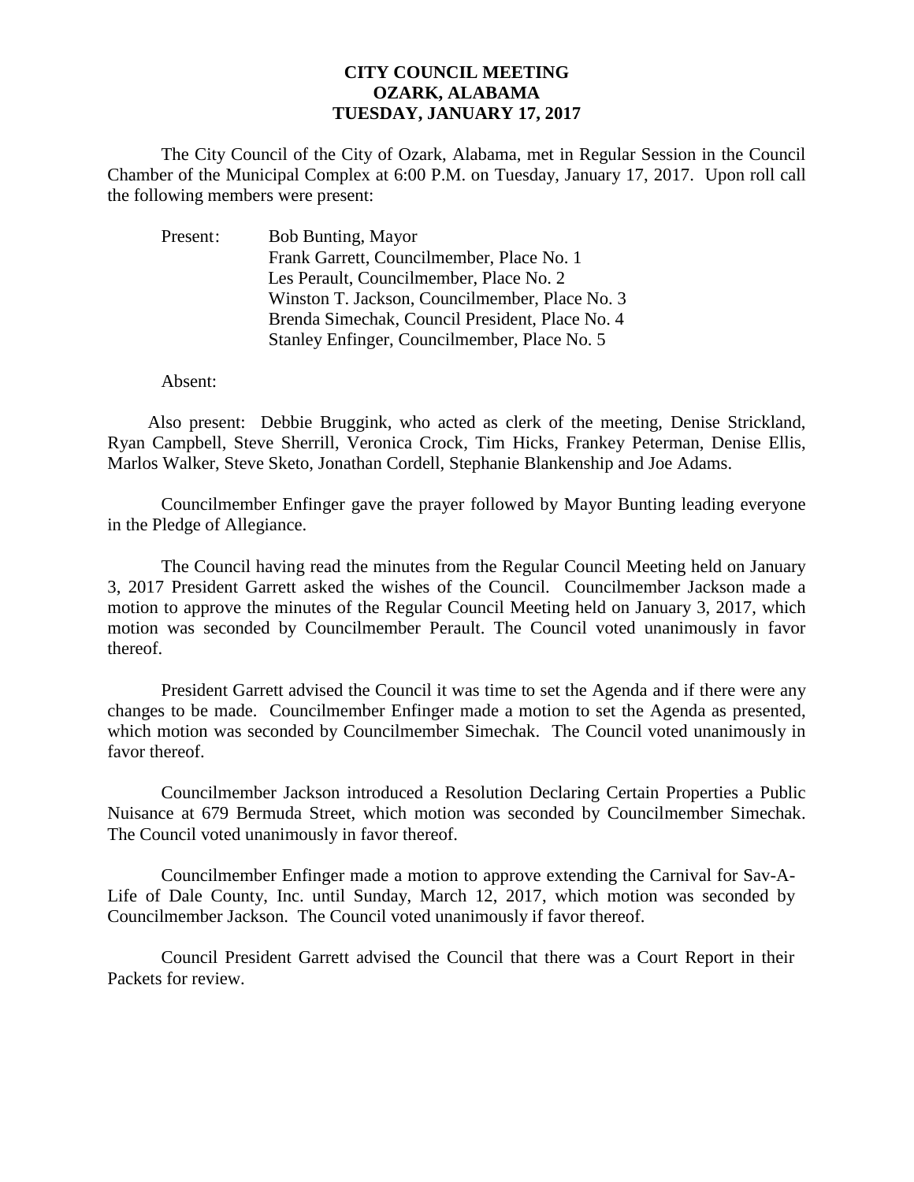# CITY COUNCIL MEETING
# OZARK, ALABAMA
# TUESDAY, JANUARY 17, 2017

The City Council of the City of Ozark, Alabama, met in Regular Session in the Council Chamber of the Municipal Complex at 6:00 P.M. on Tuesday, January 17, 2017. Upon roll call the following members were present:

Present: Bob Bunting, Mayor
Frank Garrett, Councilmember, Place No. 1
Les Perault, Councilmember, Place No. 2
Winston T. Jackson, Councilmember, Place No. 3
Brenda Simechak, Council President, Place No. 4
Stanley Enfinger, Councilmember, Place No. 5

Absent:

Also present: Debbie Bruggink, who acted as clerk of the meeting, Denise Strickland, Ryan Campbell, Steve Sherrill, Veronica Crock, Tim Hicks, Frankey Peterman, Denise Ellis, Marlos Walker, Steve Sketo, Jonathan Cordell, Stephanie Blankenship and Joe Adams.

Councilmember Enfinger gave the prayer followed by Mayor Bunting leading everyone in the Pledge of Allegiance.

The Council having read the minutes from the Regular Council Meeting held on January 3, 2017 President Garrett asked the wishes of the Council. Councilmember Jackson made a motion to approve the minutes of the Regular Council Meeting held on January 3, 2017, which motion was seconded by Councilmember Perault. The Council voted unanimously in favor thereof.

President Garrett advised the Council it was time to set the Agenda and if there were any changes to be made. Councilmember Enfinger made a motion to set the Agenda as presented, which motion was seconded by Councilmember Simechak. The Council voted unanimously in favor thereof.

Councilmember Jackson introduced a Resolution Declaring Certain Properties a Public Nuisance at 679 Bermuda Street, which motion was seconded by Councilmember Simechak. The Council voted unanimously in favor thereof.

Councilmember Enfinger made a motion to approve extending the Carnival for Sav-A-Life of Dale County, Inc. until Sunday, March 12, 2017, which motion was seconded by Councilmember Jackson. The Council voted unanimously if favor thereof.

Council President Garrett advised the Council that there was a Court Report in their Packets for review.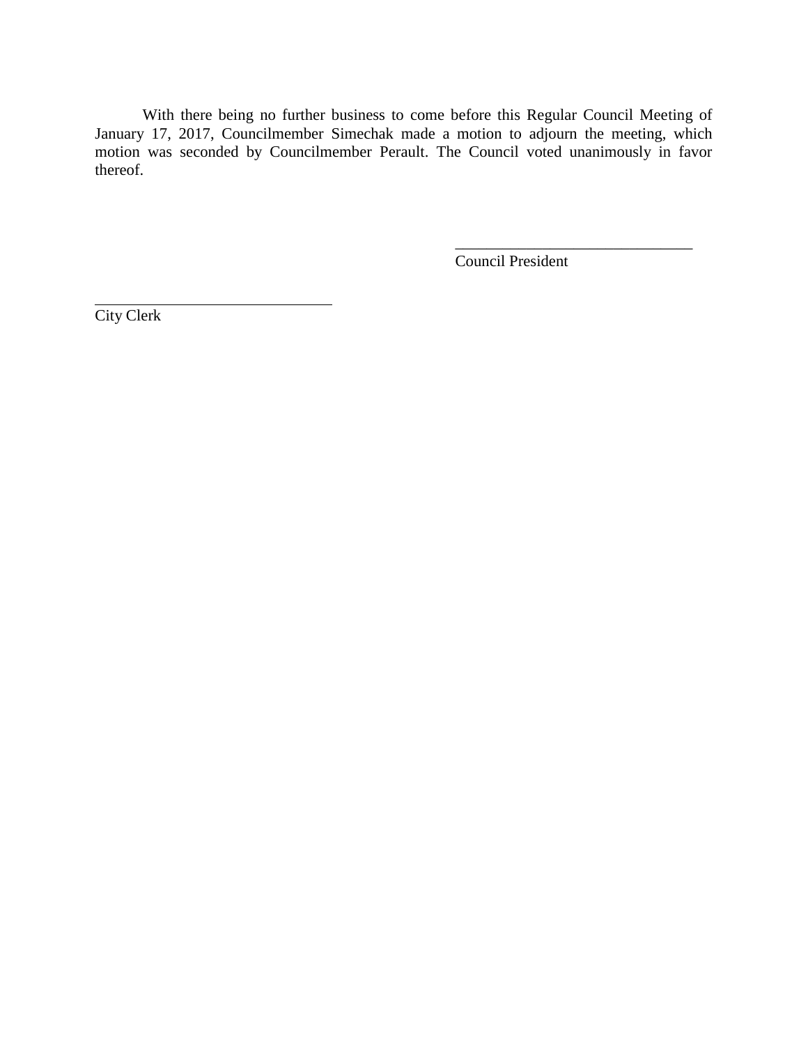With there being no further business to come before this Regular Council Meeting of January 17, 2017, Councilmember Simechak made a motion to adjourn the meeting, which motion was seconded by Councilmember Perault. The Council voted unanimously in favor thereof.

\_\_\_\_\_\_\_\_\_\_\_\_\_\_\_\_\_\_\_\_\_\_\_\_\_\_\_\_\_\_\_\_
Council President

\_\_\_\_\_\_\_\_\_\_\_\_\_\_\_\_\_\_\_\_\_\_\_\_\_\_\_\_\_\_\_\_
City Clerk